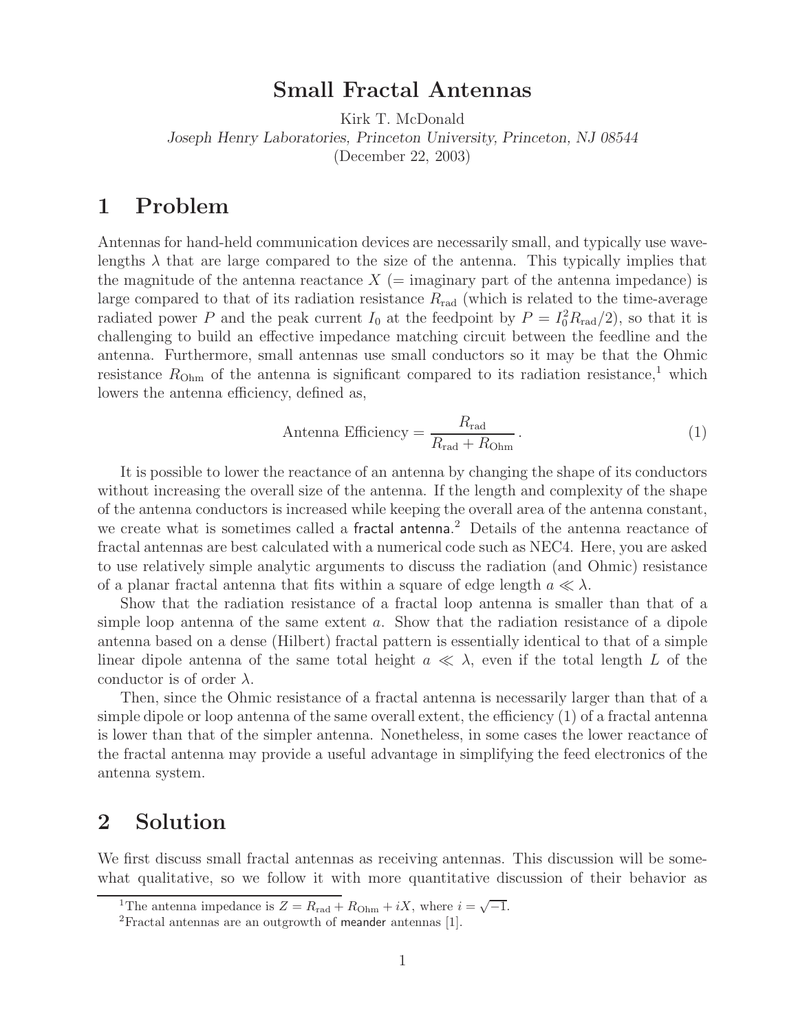# Small Fractal Antennas

Kirk T. McDonald

*Joseph Henry Laboratories, Princeton University, Princeton, NJ 08544*

(December 22, 2003)

## 1 Problem

Antennas for hand-held communication devices are necessarily small, and typically use wavelengths $\lambda$ that are large compared to the size of the antenna. This typically implies that the magnitude of the antenna reactance $X$ (= imaginary part of the antenna impedance) is large compared to that of its radiation resistance $R_{\rm rad}$ (which is related to the time-average radiated power $P$ and the peak current $I_0$ at the feedpoint by $P = I_0^2 R_{\rm rad}/2$), so that it is challenging to build an effective impedance matching circuit between the feedline and the antenna. Furthermore, small antennas use small conductors so it may be that the Ohmic resistance $R_{\rm Ohm}$ of the antenna is significant compared to its radiation resistance,[1] which lowers the antenna efficiency, defined as,

$$\text{Antenna Efficiency} = \frac{R_{\rm rad}}{R_{\rm rad} + R_{\rm Ohm}}. \tag{1}$$

It is possible to lower the reactance of an antenna by changing the shape of its conductors without increasing the overall size of the antenna. If the length and complexity of the shape of the antenna conductors is increased while keeping the overall area of the antenna constant, we create what is sometimes called a fractal antenna.[2] Details of the antenna reactance of fractal antennas are best calculated with a numerical code such as NEC4. Here, you are asked to use relatively simple analytic arguments to discuss the radiation (and Ohmic) resistance of a planar fractal antenna that fits within a square of edge length $a \ll \lambda$.

Show that the radiation resistance of a fractal loop antenna is smaller than that of a simple loop antenna of the same extent $a$. Show that the radiation resistance of a dipole antenna based on a dense (Hilbert) fractal pattern is essentially identical to that of a simple linear dipole antenna of the same total height $a \ll \lambda$, even if the total length $L$ of the conductor is of order $\lambda$.

Then, since the Ohmic resistance of a fractal antenna is necessarily larger than that of a simple dipole or loop antenna of the same overall extent, the efficiency (1) of a fractal antenna is lower than that of the simpler antenna. Nonetheless, in some cases the lower reactance of the fractal antenna may provide a useful advantage in simplifying the feed electronics of the antenna system.

## 2 Solution

We first discuss small fractal antennas as receiving antennas. This discussion will be somewhat qualitative, so we follow it with more quantitative discussion of their behavior as

[1] The antenna impedance is $Z = R_{\rm rad} + R_{\rm Ohm} + iX$, where $i = \sqrt{-1}$.

[2] Fractal antennas are an outgrowth of meander antennas [1].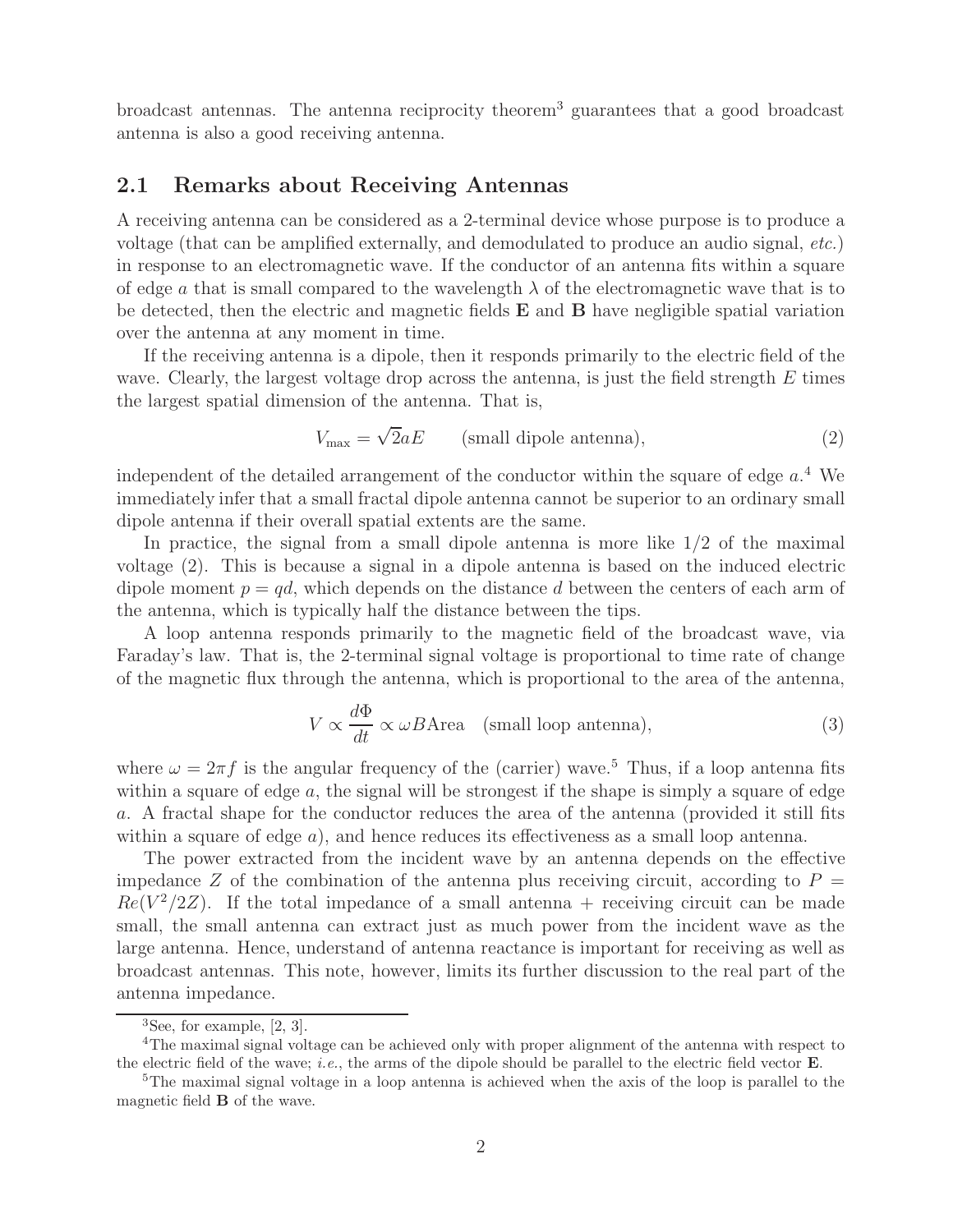broadcast antennas. The antenna reciprocity theorem[3] guarantees that a good broadcast antenna is also a good receiving antenna.

## 2.1 Remarks about Receiving Antennas

A receiving antenna can be considered as a 2-terminal device whose purpose is to produce a voltage (that can be amplified externally, and demodulated to produce an audio signal, *etc.*) in response to an electromagnetic wave. If the conductor of an antenna fits within a square of edge $a$ that is small compared to the wavelength $\lambda$ of the electromagnetic wave that is to be detected, then the electric and magnetic fields $\mathbf{E}$ and $\mathbf{B}$ have negligible spatial variation over the antenna at any moment in time.

If the receiving antenna is a dipole, then it responds primarily to the electric field of the wave. Clearly, the largest voltage drop across the antenna, is just the field strength $E$ times the largest spatial dimension of the antenna. That is,

$$V_{\max} = \sqrt{2}aE \qquad \text{(small dipole antenna)}, \tag{2}$$

independent of the detailed arrangement of the conductor within the square of edge $a$.[4] We immediately infer that a small fractal dipole antenna cannot be superior to an ordinary small dipole antenna if their overall spatial extents are the same.

In practice, the signal from a small dipole antenna is more like 1/2 of the maximal voltage (2). This is because a signal in a dipole antenna is based on the induced electric dipole moment $p = qd$, which depends on the distance $d$ between the centers of each arm of the antenna, which is typically half the distance between the tips.

A loop antenna responds primarily to the magnetic field of the broadcast wave, via Faraday's law. That is, the 2-terminal signal voltage is proportional to time rate of change of the magnetic flux through the antenna, which is proportional to the area of the antenna,

$$V \propto \frac{d\Phi}{dt} \propto \omega B \text{Area} \quad \text{(small loop antenna)}, \tag{3}$$

where $\omega = 2\pi f$ is the angular frequency of the (carrier) wave.[5] Thus, if a loop antenna fits within a square of edge $a$, the signal will be strongest if the shape is simply a square of edge $a$. A fractal shape for the conductor reduces the area of the antenna (provided it still fits within a square of edge $a$), and hence reduces its effectiveness as a small loop antenna.

The power extracted from the incident wave by an antenna depends on the effective impedance $Z$ of the combination of the antenna plus receiving circuit, according to $P = Re(V^2/2Z)$. If the total impedance of a small antenna + receiving circuit can be made small, the small antenna can extract just as much power from the incident wave as the large antenna. Hence, understand of antenna reactance is important for receiving as well as broadcast antennas. This note, however, limits its further discussion to the real part of the antenna impedance.

---

[3] See, for example, [2, 3].

[4] The maximal signal voltage can be achieved only with proper alignment of the antenna with respect to the electric field of the wave; *i.e.*, the arms of the dipole should be parallel to the electric field vector $\mathbf{E}$.

[5] The maximal signal voltage in a loop antenna is achieved when the axis of the loop is parallel to the magnetic field $\mathbf{B}$ of the wave.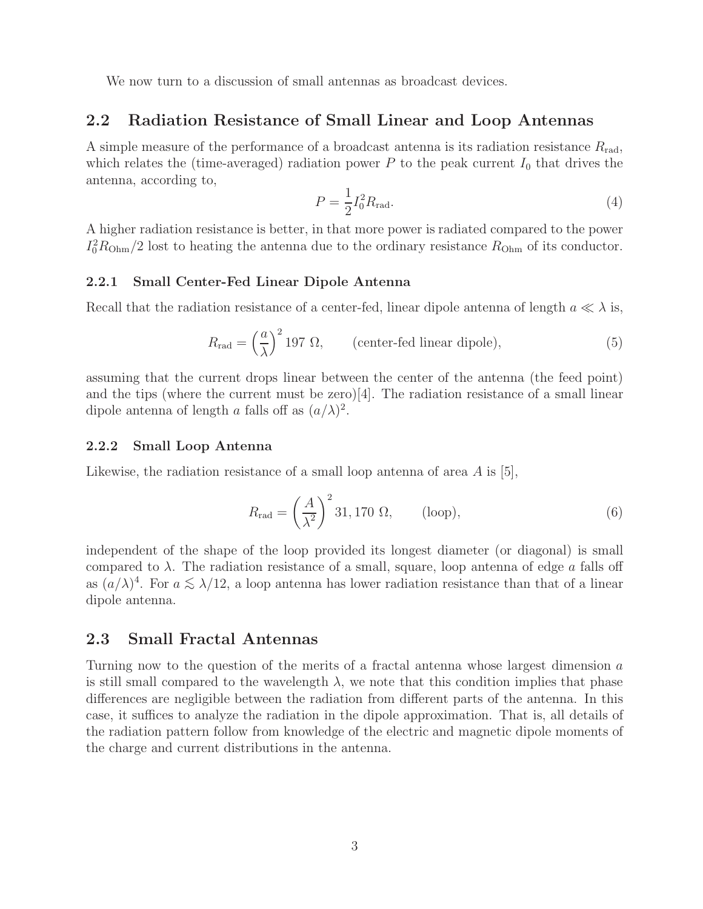We now turn to a discussion of small antennas as broadcast devices.

## 2.2 Radiation Resistance of Small Linear and Loop Antennas

A simple measure of the performance of a broadcast antenna is its radiation resistance $R_{\rm rad}$, which relates the (time-averaged) radiation power $P$ to the peak current $I_0$ that drives the antenna, according to,

$$P = \frac{1}{2} I_0^2 R_{\rm rad}. \tag{4}$$

A higher radiation resistance is better, in that more power is radiated compared to the power $I_0^2 R_{\rm Ohm}/2$ lost to heating the antenna due to the ordinary resistance $R_{\rm Ohm}$ of its conductor.

### 2.2.1 Small Center-Fed Linear Dipole Antenna

Recall that the radiation resistance of a center-fed, linear dipole antenna of length $a \ll \lambda$ is,

$$R_{\rm rad} = \left(\frac{a}{\lambda}\right)^2 197\ \Omega, \qquad \text{(center-fed linear dipole)}, \tag{5}$$

assuming that the current drops linear between the center of the antenna (the feed point) and the tips (where the current must be zero)[4]. The radiation resistance of a small linear dipole antenna of length $a$ falls off as $(a/\lambda)^2$.

### 2.2.2 Small Loop Antenna

Likewise, the radiation resistance of a small loop antenna of area $A$ is [5],

$$R_{\rm rad} = \left(\frac{A}{\lambda^2}\right)^2 31,170\ \Omega, \qquad \text{(loop)}, \tag{6}$$

independent of the shape of the loop provided its longest diameter (or diagonal) is small compared to $\lambda$. The radiation resistance of a small, square, loop antenna of edge $a$ falls off as $(a/\lambda)^4$. For $a \lesssim \lambda/12$, a loop antenna has lower radiation resistance than that of a linear dipole antenna.

## 2.3 Small Fractal Antennas

Turning now to the question of the merits of a fractal antenna whose largest dimension $a$ is still small compared to the wavelength $\lambda$, we note that this condition implies that phase differences are negligible between the radiation from different parts of the antenna. In this case, it suffices to analyze the radiation in the dipole approximation. That is, all details of the radiation pattern follow from knowledge of the electric and magnetic dipole moments of the charge and current distributions in the antenna.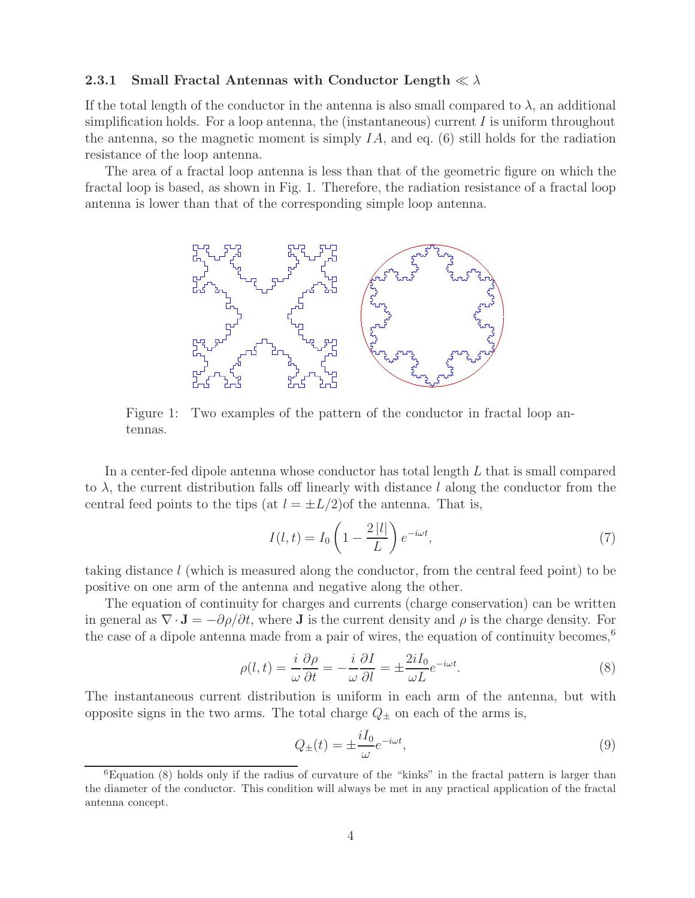### 2.3.1 Small Fractal Antennas with Conductor Length $\ll \lambda$

If the total length of the conductor in the antenna is also small compared to $\lambda$, an additional simplification holds. For a loop antenna, the (instantaneous) current $I$ is uniform throughout the antenna, so the magnetic moment is simply $IA$, and eq. (6) still holds for the radiation resistance of the loop antenna.

The area of a fractal loop antenna is less than that of the geometric figure on which the fractal loop is based, as shown in Fig. 1. Therefore, the radiation resistance of a fractal loop antenna is lower than that of the corresponding simple loop antenna.

Figure 1: Two examples of the pattern of the conductor in fractal loop antennas.

In a center-fed dipole antenna whose conductor has total length $L$ that is small compared to $\lambda$, the current distribution falls off linearly with distance $l$ along the conductor from the central feed points to the tips (at $l = \pm L/2$)of the antenna. That is,

$$I(l,t) = I_0 \left(1 - \frac{2\,|l|}{L}\right) e^{-i\omega t}, \tag{7}$$

taking distance $l$ (which is measured along the conductor, from the central feed point) to be positive on one arm of the antenna and negative along the other.

The equation of continuity for charges and currents (charge conservation) can be written in general as $\nabla \cdot \mathbf{J} = -\partial\rho/\partial t$, where $\mathbf{J}$ is the current density and $\rho$ is the charge density. For the case of a dipole antenna made from a pair of wires, the equation of continuity becomes,[6]

$$\rho(l,t) = \frac{i}{\omega}\frac{\partial \rho}{\partial t} = -\frac{i}{\omega}\frac{\partial I}{\partial l} = \pm \frac{2iI_0}{\omega L} e^{-i\omega t}. \tag{8}$$

The instantaneous current distribution is uniform in each arm of the antenna, but with opposite signs in the two arms. The total charge $Q_\pm$ on each of the arms is,

$$Q_\pm(t) = \pm \frac{iI_0}{\omega} e^{-i\omega t}, \tag{9}$$

[6] Equation (8) holds only if the radius of curvature of the "kinks" in the fractal pattern is larger than the diameter of the conductor. This condition will always be met in any practical application of the fractal antenna concept.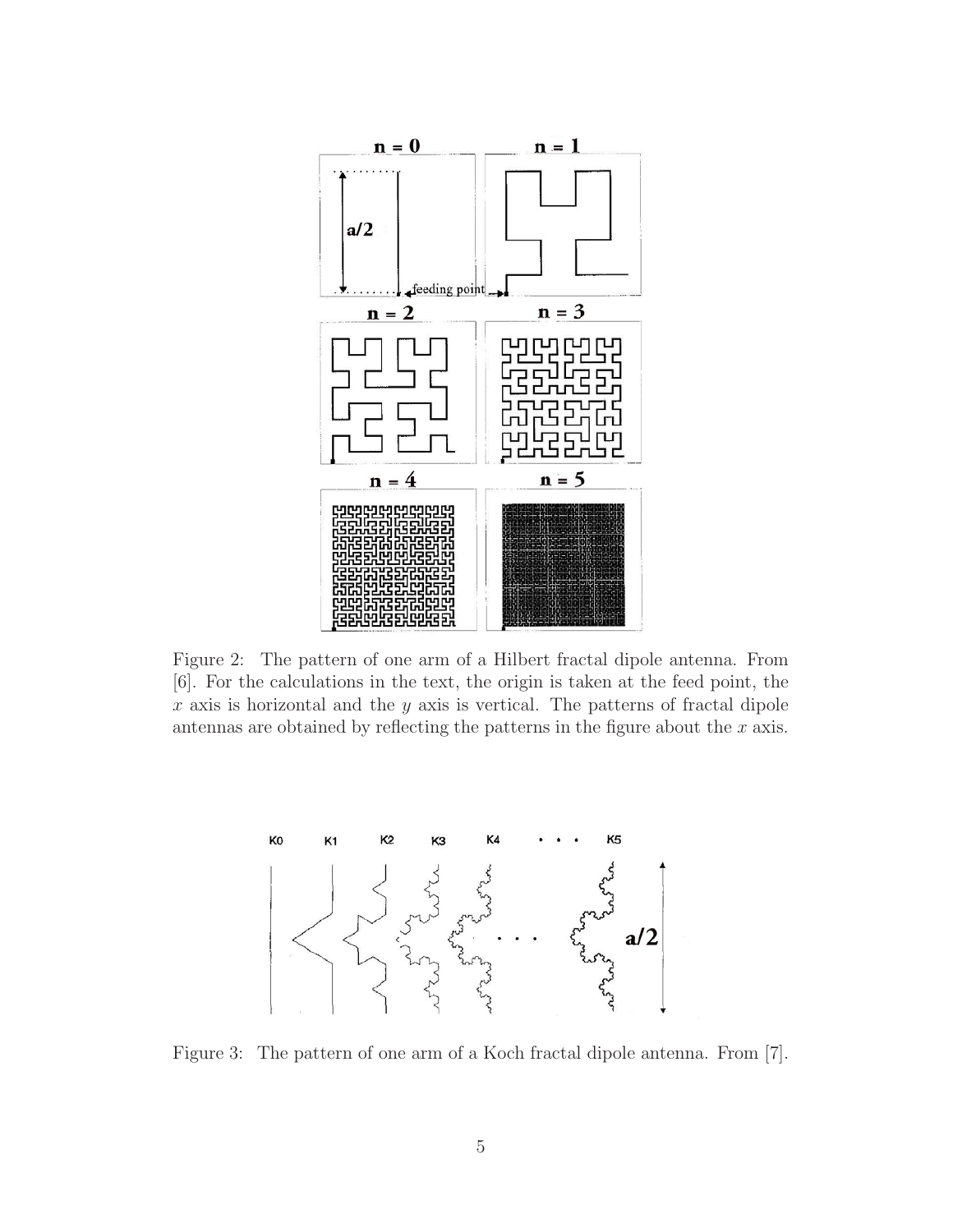Figure 2: The pattern of one arm of a Hilbert fractal dipole antenna. From [6]. For the calculations in the text, the origin is taken at the feed point, the $x$ axis is horizontal and the $y$ axis is vertical. The patterns of fractal dipole antennas are obtained by reflecting the patterns in the figure about the $x$ axis.

Figure 3: The pattern of one arm of a Koch fractal dipole antenna. From [7].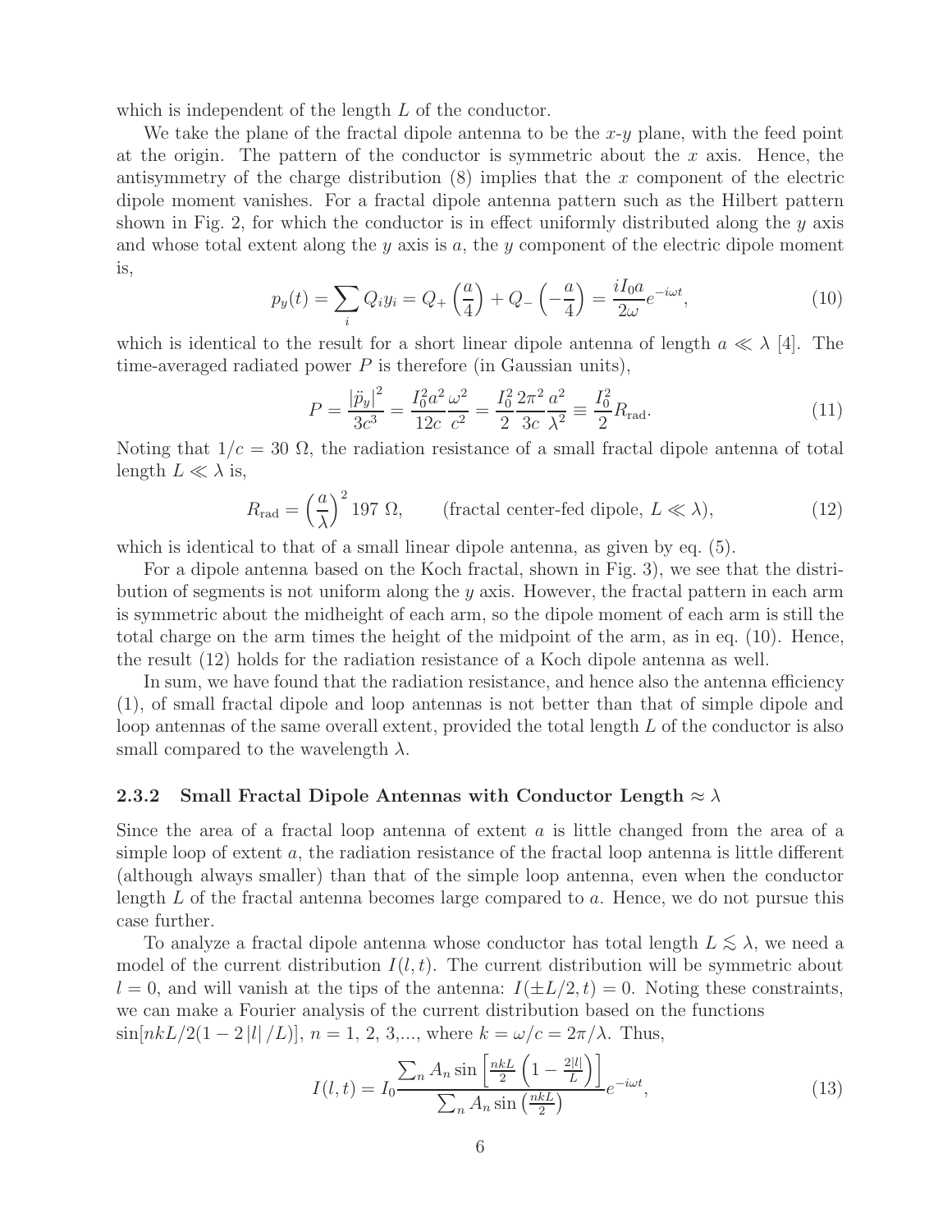which is independent of the length $L$ of the conductor.

We take the plane of the fractal dipole antenna to be the $x$-$y$ plane, with the feed point at the origin. The pattern of the conductor is symmetric about the $x$ axis. Hence, the antisymmetry of the charge distribution (8) implies that the $x$ component of the electric dipole moment vanishes. For a fractal dipole antenna pattern such as the Hilbert pattern shown in Fig. 2, for which the conductor is in effect uniformly distributed along the $y$ axis and whose total extent along the $y$ axis is $a$, the $y$ component of the electric dipole moment is,

$$p_y(t) = \sum_i Q_i y_i = Q_+ \left(\frac{a}{4}\right) + Q_- \left(-\frac{a}{4}\right) = \frac{iI_0 a}{2\omega} e^{-i\omega t}, \tag{10}$$

which is identical to the result for a short linear dipole antenna of length $a \ll \lambda$ [4]. The time-averaged radiated power $P$ is therefore (in Gaussian units),

$$P = \frac{|\ddot{p}_y|^2}{3c^3} = \frac{I_0^2 a^2}{12c}\frac{\omega^2}{c^2} = \frac{I_0^2}{2}\frac{2\pi^2}{3c}\frac{a^2}{\lambda^2} \equiv \frac{I_0^2}{2} R_{\rm rad}. \tag{11}$$

Noting that $1/c = 30\ \Omega$, the radiation resistance of a small fractal dipole antenna of total length $L \ll \lambda$ is,

$$R_{\rm rad} = \left(\frac{a}{\lambda}\right)^2 197\ \Omega, \qquad \text{(fractal center-fed dipole, } L \ll \lambda\text{)}, \tag{12}$$

which is identical to that of a small linear dipole antenna, as given by eq. (5).

For a dipole antenna based on the Koch fractal, shown in Fig. 3), we see that the distribution of segments is not uniform along the $y$ axis. However, the fractal pattern in each arm is symmetric about the midheight of each arm, so the dipole moment of each arm is still the total charge on the arm times the height of the midpoint of the arm, as in eq. (10). Hence, the result (12) holds for the radiation resistance of a Koch dipole antenna as well.

In sum, we have found that the radiation resistance, and hence also the antenna efficiency (1), of small fractal dipole and loop antennas is not better than that of simple dipole and loop antennas of the same overall extent, provided the total length $L$ of the conductor is also small compared to the wavelength $\lambda$.

### 2.3.2 Small Fractal Dipole Antennas with Conductor Length $\approx \lambda$

Since the area of a fractal loop antenna of extent $a$ is little changed from the area of a simple loop of extent $a$, the radiation resistance of the fractal loop antenna is little different (although always smaller) than that of the simple loop antenna, even when the conductor length $L$ of the fractal antenna becomes large compared to $a$. Hence, we do not pursue this case further.

To analyze a fractal dipole antenna whose conductor has total length $L \lesssim \lambda$, we need a model of the current distribution $I(l, t)$. The current distribution will be symmetric about $l = 0$, and will vanish at the tips of the antenna: $I(\pm L/2, t) = 0$. Noting these constraints, we can make a Fourier analysis of the current distribution based on the functions $\sin[nkL/2(1 - 2|l|/L)]$, $n = 1, 2, 3,...$, where $k = \omega/c = 2\pi/\lambda$. Thus,

$$I(l, t) = I_0 \frac{\sum_n A_n \sin\left[\frac{nkL}{2}\left(1 - \frac{2|l|}{L}\right)\right]}{\sum_n A_n \sin\left(\frac{nkL}{2}\right)} e^{-i\omega t}, \tag{13}$$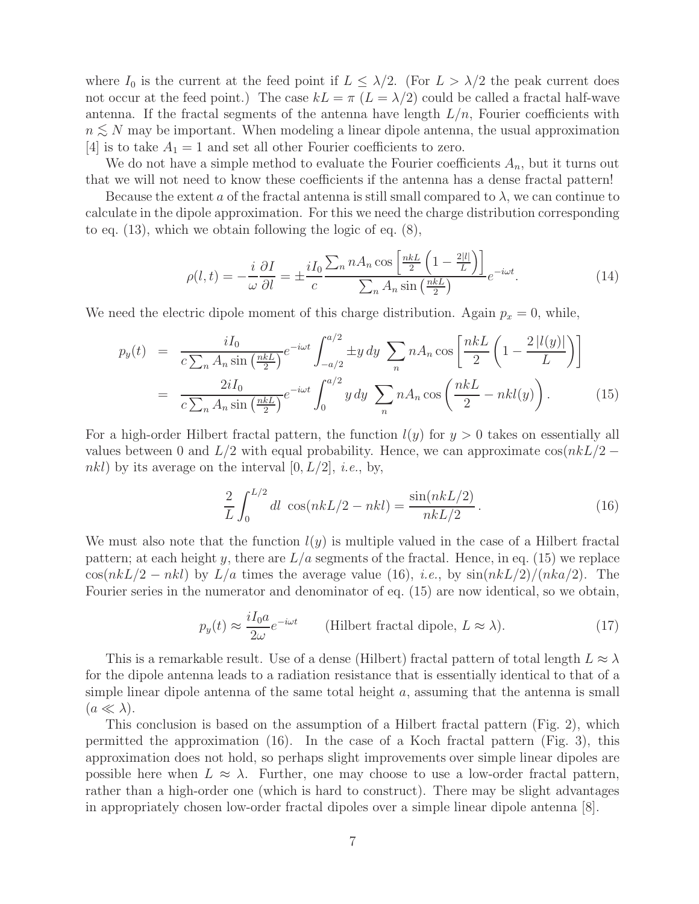where $I_0$ is the current at the feed point if $L \leq \lambda/2$. (For $L > \lambda/2$ the peak current does not occur at the feed point.) The case $kL = \pi$ ($L = \lambda/2$) could be called a fractal half-wave antenna. If the fractal segments of the antenna have length $L/n$, Fourier coefficients with $n \lesssim N$ may be important. When modeling a linear dipole antenna, the usual approximation [4] is to take $A_1 = 1$ and set all other Fourier coefficients to zero.

We do not have a simple method to evaluate the Fourier coefficients $A_n$, but it turns out that we will not need to know these coefficients if the antenna has a dense fractal pattern!

Because the extent $a$ of the fractal antenna is still small compared to $\lambda$, we can continue to calculate in the dipole approximation. For this we need the charge distribution corresponding to eq. (13), which we obtain following the logic of eq. (8),

$$\rho(l,t) = -\frac{i}{\omega}\frac{\partial I}{\partial l} = \pm \frac{iI_0}{c}\frac{\sum_n nA_n \cos\left[\frac{nkL}{2}\left(1 - \frac{2|l|}{L}\right)\right]}{\sum_n A_n \sin\left(\frac{nkL}{2}\right)} e^{-i\omega t}. \tag{14}$$

We need the electric dipole moment of this charge distribution. Again $p_x = 0$, while,

$$\begin{aligned} p_y(t) &= \frac{iI_0}{c\sum_n A_n \sin\left(\frac{nkL}{2}\right)} e^{-i\omega t} \int_{-a/2}^{a/2} \pm y\, dy \ \sum_n nA_n \cos\left[\frac{nkL}{2}\left(1 - \frac{2\,|l(y)|}{L}\right)\right] \\ &= \frac{2iI_0}{c\sum_n A_n \sin\left(\frac{nkL}{2}\right)} e^{-i\omega t} \int_0^{a/2} y\, dy \ \sum_n nA_n \cos\left(\frac{nkL}{2} - nkl(y)\right). \end{aligned} \tag{15}$$

For a high-order Hilbert fractal pattern, the function $l(y)$ for $y > 0$ takes on essentially all values between 0 and $L/2$ with equal probability. Hence, we can approximate $\cos(nkL/2 - nkl)$ by its average on the interval $[0, L/2]$, *i.e.*, by,

$$\frac{2}{L}\int_0^{L/2} dl \ \cos(nkL/2 - nkl) = \frac{\sin(nkL/2)}{nkL/2}. \tag{16}$$

We must also note that the function $l(y)$ is multiple valued in the case of a Hilbert fractal pattern; at each height $y$, there are $L/a$ segments of the fractal. Hence, in eq. (15) we replace $\cos(nkL/2 - nkl)$ by $L/a$ times the average value (16), *i.e.*, by $\sin(nkL/2)/(nka/2)$. The Fourier series in the numerator and denominator of eq. (15) are now identical, so we obtain,

$$p_y(t) \approx \frac{iI_0 a}{2\omega} e^{-i\omega t} \qquad \text{(Hilbert fractal dipole, } L \approx \lambda\text{)}. \tag{17}$$

This is a remarkable result. Use of a dense (Hilbert) fractal pattern of total length $L \approx \lambda$ for the dipole antenna leads to a radiation resistance that is essentially identical to that of a simple linear dipole antenna of the same total height $a$, assuming that the antenna is small ($a \ll \lambda$).

This conclusion is based on the assumption of a Hilbert fractal pattern (Fig. 2), which permitted the approximation (16). In the case of a Koch fractal pattern (Fig. 3), this approximation does not hold, so perhaps slight improvements over simple linear dipoles are possible here when $L \approx \lambda$. Further, one may choose to use a low-order fractal pattern, rather than a high-order one (which is hard to construct). There may be slight advantages in appropriately chosen low-order fractal dipoles over a simple linear dipole antenna [8].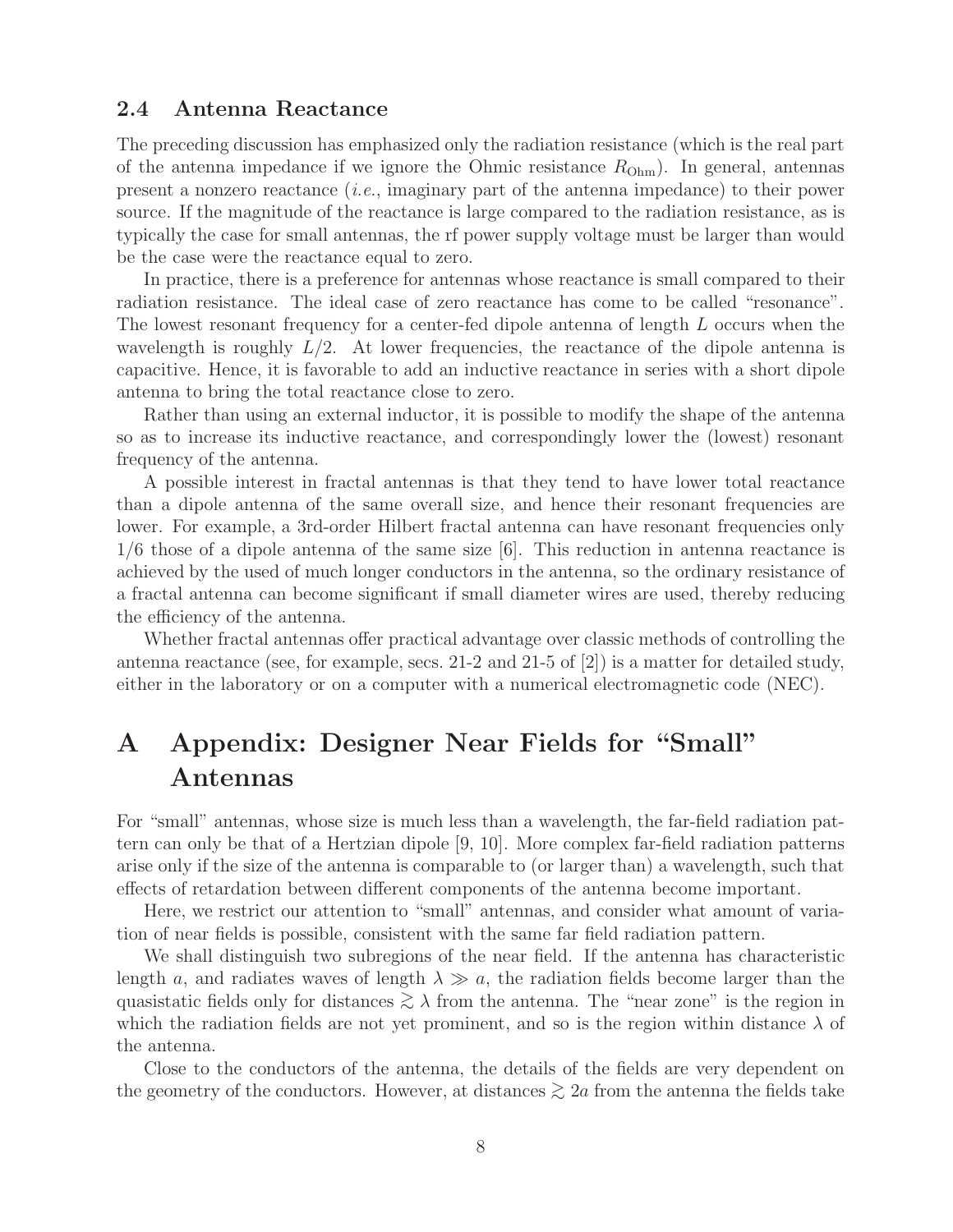### 2.4 Antenna Reactance

The preceding discussion has emphasized only the radiation resistance (which is the real part of the antenna impedance if we ignore the Ohmic resistance $R_{\rm Ohm}$). In general, antennas present a nonzero reactance (*i.e.*, imaginary part of the antenna impedance) to their power source. If the magnitude of the reactance is large compared to the radiation resistance, as is typically the case for small antennas, the rf power supply voltage must be larger than would be the case were the reactance equal to zero.

In practice, there is a preference for antennas whose reactance is small compared to their radiation resistance. The ideal case of zero reactance has come to be called "resonance". The lowest resonant frequency for a center-fed dipole antenna of length $L$ occurs when the wavelength is roughly $L/2$. At lower frequencies, the reactance of the dipole antenna is capacitive. Hence, it is favorable to add an inductive reactance in series with a short dipole antenna to bring the total reactance close to zero.

Rather than using an external inductor, it is possible to modify the shape of the antenna so as to increase its inductive reactance, and correspondingly lower the (lowest) resonant frequency of the antenna.

A possible interest in fractal antennas is that they tend to have lower total reactance than a dipole antenna of the same overall size, and hence their resonant frequencies are lower. For example, a 3rd-order Hilbert fractal antenna can have resonant frequencies only 1/6 those of a dipole antenna of the same size [6]. This reduction in antenna reactance is achieved by the used of much longer conductors in the antenna, so the ordinary resistance of a fractal antenna can become significant if small diameter wires are used, thereby reducing the efficiency of the antenna.

Whether fractal antennas offer practical advantage over classic methods of controlling the antenna reactance (see, for example, secs. 21-2 and 21-5 of [2]) is a matter for detailed study, either in the laboratory or on a computer with a numerical electromagnetic code (NEC).

# A Appendix: Designer Near Fields for "Small" Antennas

For "small" antennas, whose size is much less than a wavelength, the far-field radiation pattern can only be that of a Hertzian dipole [9, 10]. More complex far-field radiation patterns arise only if the size of the antenna is comparable to (or larger than) a wavelength, such that effects of retardation between different components of the antenna become important.

Here, we restrict our attention to "small" antennas, and consider what amount of variation of near fields is possible, consistent with the same far field radiation pattern.

We shall distinguish two subregions of the near field. If the antenna has characteristic length $a$, and radiates waves of length $\lambda \gg a$, the radiation fields become larger than the quasistatic fields only for distances $\gtrsim \lambda$ from the antenna. The "near zone" is the region in which the radiation fields are not yet prominent, and so is the region within distance $\lambda$ of the antenna.

Close to the conductors of the antenna, the details of the fields are very dependent on the geometry of the conductors. However, at distances $\gtrsim 2a$ from the antenna the fields take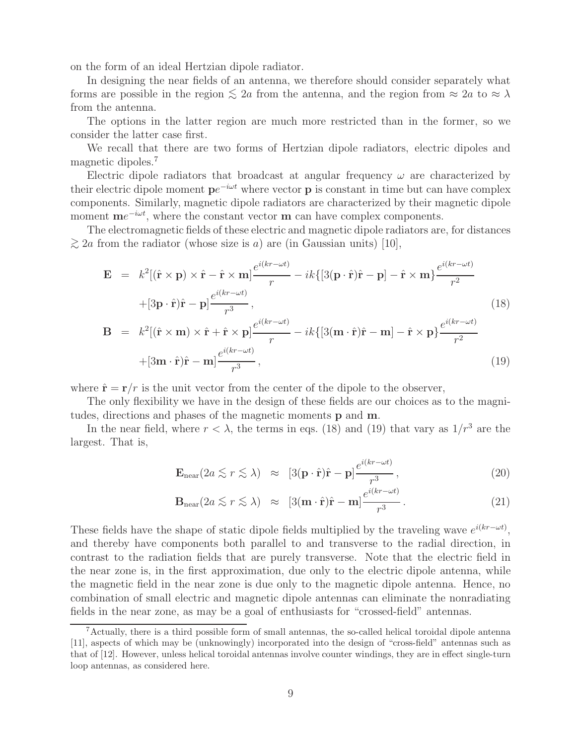on the form of an ideal Hertzian dipole radiator.

In designing the near fields of an antenna, we therefore should consider separately what forms are possible in the region $\lesssim 2a$ from the antenna, and the region from $\approx 2a$ to $\approx \lambda$ from the antenna.

The options in the latter region are much more restricted than in the former, so we consider the latter case first.

We recall that there are two forms of Hertzian dipole radiators, electric dipoles and magnetic dipoles.[7]

Electric dipole radiators that broadcast at angular frequency $\omega$ are characterized by their electric dipole moment $\mathbf{p}e^{-i\omega t}$ where vector $\mathbf{p}$ is constant in time but can have complex components. Similarly, magnetic dipole radiators are characterized by their magnetic dipole moment $\mathbf{m}e^{-i\omega t}$, where the constant vector $\mathbf{m}$ can have complex components.

The electromagnetic fields of these electric and magnetic dipole radiators are, for distances $\gtrsim 2a$ from the radiator (whose size is $a$) are (in Gaussian units) [10],

$$
\begin{aligned}
\mathbf{E} &= k^2[(\hat{\mathbf{r}} \times \mathbf{p}) \times \hat{\mathbf{r}} - \hat{\mathbf{r}} \times \mathbf{m}]\frac{e^{i(kr-\omega t)}}{r} - ik\{[3(\mathbf{p}\cdot\hat{\mathbf{r}})\hat{\mathbf{r}} - \mathbf{p}] - \hat{\mathbf{r}} \times \mathbf{m}\}\frac{e^{i(kr-\omega t)}}{r^2} \\
&\quad + [3\mathbf{p}\cdot\hat{\mathbf{r}})\hat{\mathbf{r}} - \mathbf{p}]\frac{e^{i(kr-\omega t)}}{r^3}, \qquad (18)
\end{aligned}
$$

$$
\begin{aligned}
\mathbf{B} &= k^2[(\hat{\mathbf{r}} \times \mathbf{m}) \times \hat{\mathbf{r}} + \hat{\mathbf{r}} \times \mathbf{p}]\frac{e^{i(kr-\omega t)}}{r} - ik\{[3(\mathbf{m}\cdot\hat{\mathbf{r}})\hat{\mathbf{r}} - \mathbf{m}] - \hat{\mathbf{r}} \times \mathbf{p}\}\frac{e^{i(kr-\omega t)}}{r^2} \\
&\quad + [3\mathbf{m}\cdot\hat{\mathbf{r}})\hat{\mathbf{r}} - \mathbf{m}]\frac{e^{i(kr-\omega t)}}{r^3}, \qquad (19)
\end{aligned}
$$

where $\hat{\mathbf{r}} = \mathbf{r}/r$ is the unit vector from the center of the dipole to the observer,

The only flexibility we have in the design of these fields are our choices as to the magnitudes, directions and phases of the magnetic moments $\mathbf{p}$ and $\mathbf{m}$.

In the near field, where $r < \lambda$, the terms in eqs. (18) and (19) that vary as $1/r^3$ are the largest. That is,

$$
\mathbf{E}_{\rm near}(2a \lesssim r \lesssim \lambda) \approx [3(\mathbf{p}\cdot\hat{\mathbf{r}})\hat{\mathbf{r}} - \mathbf{p}]\frac{e^{i(kr-\omega t)}}{r^3}, \qquad (20)
$$

$$
\mathbf{B}_{\rm near}(2a \lesssim r \lesssim \lambda) \approx [3(\mathbf{m}\cdot\hat{\mathbf{r}})\hat{\mathbf{r}} - \mathbf{m}]\frac{e^{i(kr-\omega t)}}{r^3}. \qquad (21)
$$

These fields have the shape of static dipole fields multiplied by the traveling wave $e^{i(kr-\omega t)}$, and thereby have components both parallel to and transverse to the radial direction, in contrast to the radiation fields that are purely transverse. Note that the electric field in the near zone is, in the first approximation, due only to the electric dipole antenna, while the magnetic field in the near zone is due only to the magnetic dipole antenna. Hence, no combination of small electric and magnetic dipole antennas can eliminate the nonradiating fields in the near zone, as may be a goal of enthusiasts for "crossed-field" antennas.

---

[7] Actually, there is a third possible form of small antennas, the so-called helical toroidal dipole antenna [11], aspects of which may be (unknowingly) incorporated into the design of "cross-field" antennas such as that of [12]. However, unless helical toroidal antennas involve counter windings, they are in effect single-turn loop antennas, as considered here.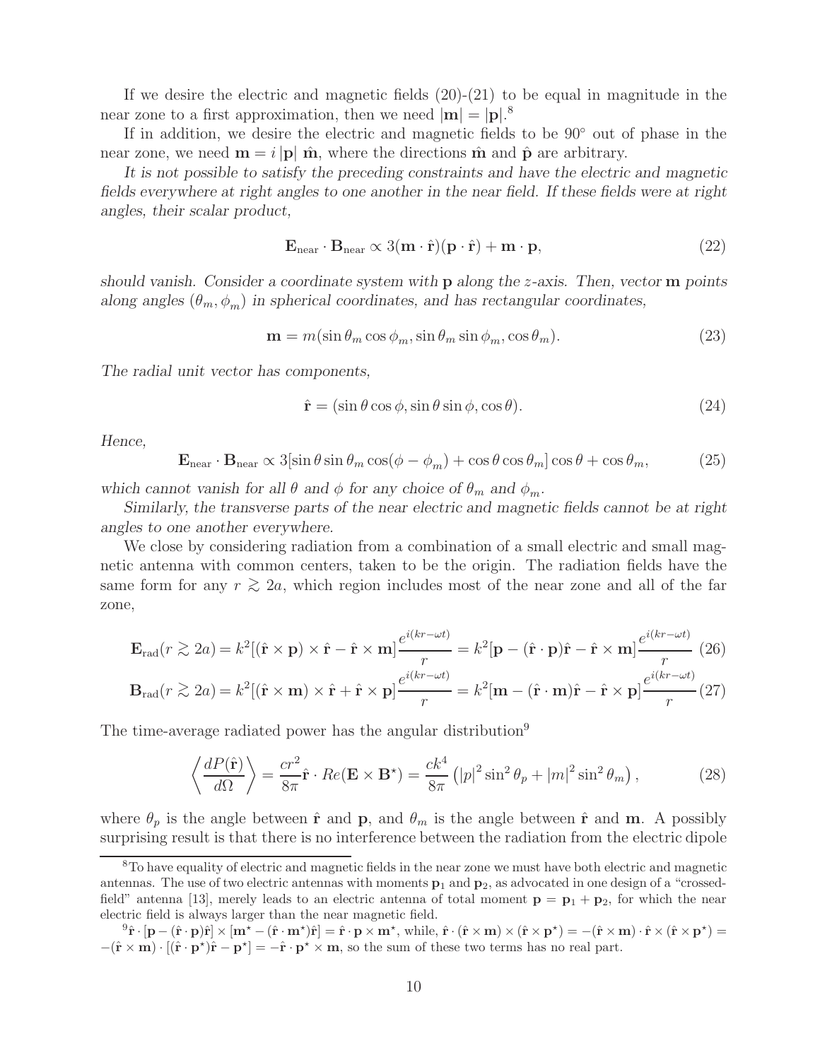If we desire the electric and magnetic fields (20)-(21) to be equal in magnitude in the near zone to a first approximation, then we need $|\mathbf{m}| = |\mathbf{p}|$.[8]

If in addition, we desire the electric and magnetic fields to be 90° out of phase in the near zone, we need $\mathbf{m} = i\,|\mathbf{p}|\;\hat{\mathbf{m}}$, where the directions $\hat{\mathbf{m}}$ and $\hat{\mathbf{p}}$ are arbitrary.

*It is not possible to satisfy the preceding constraints and have the electric and magnetic fields everywhere at right angles to one another in the near field. If these fields were at right angles, their scalar product,*

$$\mathbf{E}_{\rm near} \cdot \mathbf{B}_{\rm near} \propto 3(\mathbf{m} \cdot \hat{\mathbf{r}})(\mathbf{p} \cdot \hat{\mathbf{r}}) + \mathbf{m} \cdot \mathbf{p}, \tag{22}$$

*should vanish. Consider a coordinate system with* $\mathbf{p}$ *along the* $z$*-axis. Then, vector* $\mathbf{m}$ *points along angles* $(\theta_m, \phi_m)$ *in spherical coordinates, and has rectangular coordinates,*

$$\mathbf{m} = m(\sin\theta_m \cos\phi_m, \sin\theta_m \sin\phi_m, \cos\theta_m). \tag{23}$$

*The radial unit vector has components,*

$$\hat{\mathbf{r}} = (\sin\theta\cos\phi, \sin\theta\sin\phi, \cos\theta). \tag{24}$$

*Hence,*

$$\mathbf{E}_{\rm near} \cdot \mathbf{B}_{\rm near} \propto 3[\sin\theta \sin\theta_m \cos(\phi - \phi_m) + \cos\theta\cos\theta_m]\cos\theta + \cos\theta_m, \tag{25}$$

*which cannot vanish for all* $\theta$ *and* $\phi$ *for any choice of* $\theta_m$ *and* $\phi_m$*.*

*Similarly, the transverse parts of the near electric and magnetic fields cannot be at right angles to one another everywhere.*

We close by considering radiation from a combination of a small electric and small magnetic antenna with common centers, taken to be the origin. The radiation fields have the same form for any $r \gtrsim 2a$, which region includes most of the near zone and all of the far zone,

$$\mathbf{E}_{\rm rad}(r \gtrsim 2a) = k^2[(\hat{\mathbf{r}} \times \mathbf{p}) \times \hat{\mathbf{r}} - \hat{\mathbf{r}} \times \mathbf{m}]\frac{e^{i(kr-\omega t)}}{r} = k^2[\mathbf{p} - (\hat{\mathbf{r}} \cdot \mathbf{p})\hat{\mathbf{r}} - \hat{\mathbf{r}} \times \mathbf{m}]\frac{e^{i(kr-\omega t)}}{r} \tag{26}$$

$$\mathbf{B}_{\rm rad}(r \gtrsim 2a) = k^2[(\hat{\mathbf{r}} \times \mathbf{m}) \times \hat{\mathbf{r}} + \hat{\mathbf{r}} \times \mathbf{p}]\frac{e^{i(kr-\omega t)}}{r} = k^2[\mathbf{m} - (\hat{\mathbf{r}} \cdot \mathbf{m})\hat{\mathbf{r}} - \hat{\mathbf{r}} \times \mathbf{p}]\frac{e^{i(kr-\omega t)}}{r} \tag{27}$$

The time-average radiated power has the angular distribution[9]

$$\left\langle \frac{dP(\hat{\mathbf{r}})}{d\Omega} \right\rangle = \frac{cr^2}{8\pi}\hat{\mathbf{r}} \cdot Re(\mathbf{E} \times \mathbf{B}^\star) = \frac{ck^4}{8\pi}\left(|p|^2 \sin^2\theta_p + |m|^2 \sin^2\theta_m\right), \tag{28}$$

where $\theta_p$ is the angle between $\hat{\mathbf{r}}$ and $\mathbf{p}$, and $\theta_m$ is the angle between $\hat{\mathbf{r}}$ and $\mathbf{m}$. A possibly surprising result is that there is no interference between the radiation from the electric dipole

---

[8] To have equality of electric and magnetic fields in the near zone we must have both electric and magnetic antennas. The use of two electric antennas with moments $\mathbf{p}_1$ and $\mathbf{p}_2$, as advocated in one design of a "crossed-field" antenna [13], merely leads to an electric antenna of total moment $\mathbf{p} = \mathbf{p}_1 + \mathbf{p}_2$, for which the near electric field is always larger than the near magnetic field.

[9] $\hat{\mathbf{r}} \cdot [\mathbf{p} - (\hat{\mathbf{r}} \cdot \mathbf{p})\hat{\mathbf{r}}] \times [\mathbf{m}^\star - (\hat{\mathbf{r}} \cdot \mathbf{m}^\star)\hat{\mathbf{r}}] = \hat{\mathbf{r}} \cdot \mathbf{p} \times \mathbf{m}^\star$, while, $\hat{\mathbf{r}} \cdot (\hat{\mathbf{r}} \times \mathbf{m}) \times (\hat{\mathbf{r}} \times \mathbf{p}^\star) = -(\hat{\mathbf{r}} \times \mathbf{m}) \cdot \hat{\mathbf{r}} \times (\hat{\mathbf{r}} \times \mathbf{p}^\star) = -(\hat{\mathbf{r}} \times \mathbf{m}) \cdot [(\hat{\mathbf{r}} \cdot \mathbf{p}^\star)\hat{\mathbf{r}} - \mathbf{p}^\star] = -\hat{\mathbf{r}} \cdot \mathbf{p}^\star \times \mathbf{m}$, so the sum of these two terms has no real part.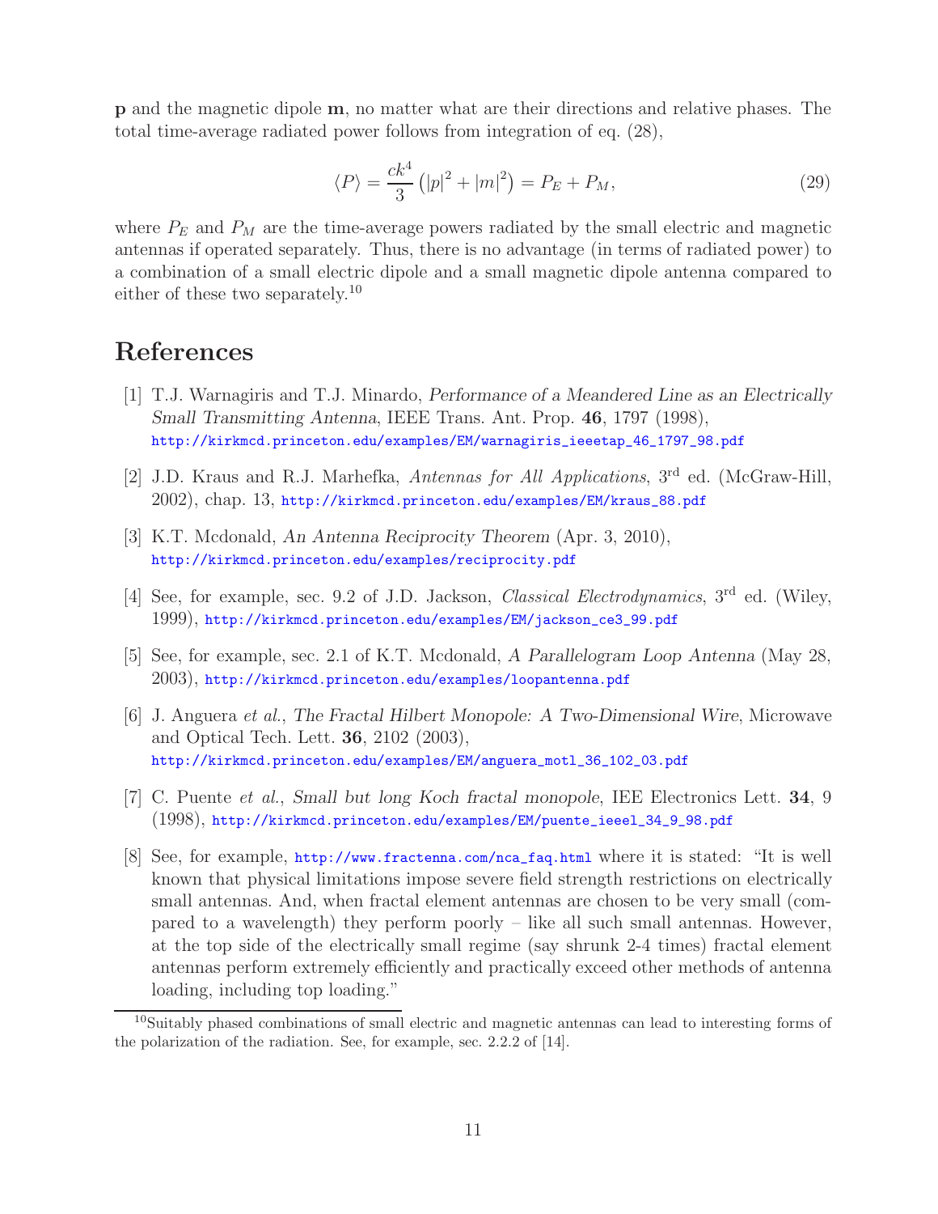**p** and the magnetic dipole **m**, no matter what are their directions and relative phases. The total time-average radiated power follows from integration of eq. (28),

$$\langle P \rangle = \frac{ck^4}{3} \left( |p|^2 + |m|^2 \right) = P_E + P_M, \tag{29}$$

where $P_E$ and $P_M$ are the time-average powers radiated by the small electric and magnetic antennas if operated separately. Thus, there is no advantage (in terms of radiated power) to a combination of a small electric dipole and a small magnetic dipole antenna compared to either of these two separately.[10]

# References

[1] T.J. Warnagiris and T.J. Minardo, *Performance of a Meandered Line as an Electrically Small Transmitting Antenna*, IEEE Trans. Ant. Prop. **46**, 1797 (1998), http://kirkmcd.princeton.edu/examples/EM/warnagiris_ieeetap_46_1797_98.pdf

[2] J.D. Kraus and R.J. Marhefka, *Antennas for All Applications*, 3rd ed. (McGraw-Hill, 2002), chap. 13, http://kirkmcd.princeton.edu/examples/EM/kraus_88.pdf

[3] K.T. Mcdonald, *An Antenna Reciprocity Theorem* (Apr. 3, 2010), http://kirkmcd.princeton.edu/examples/reciprocity.pdf

[4] See, for example, sec. 9.2 of J.D. Jackson, *Classical Electrodynamics*, 3rd ed. (Wiley, 1999), http://kirkmcd.princeton.edu/examples/EM/jackson_ce3_99.pdf

[5] See, for example, sec. 2.1 of K.T. Mcdonald, *A Parallelogram Loop Antenna* (May 28, 2003), http://kirkmcd.princeton.edu/examples/loopantenna.pdf

[6] J. Anguera *et al.*, *The Fractal Hilbert Monopole: A Two-Dimensional Wire*, Microwave and Optical Tech. Lett. **36**, 2102 (2003), http://kirkmcd.princeton.edu/examples/EM/anguera_motl_36_102_03.pdf

[7] C. Puente *et al.*, *Small but long Koch fractal monopole*, IEE Electronics Lett. **34**, 9 (1998), http://kirkmcd.princeton.edu/examples/EM/puente_ieeel_34_9_98.pdf

[8] See, for example, http://www.fractenna.com/nca_faq.html where it is stated: "It is well known that physical limitations impose severe field strength restrictions on electrically small antennas. And, when fractal element antennas are chosen to be very small (compared to a wavelength) they perform poorly – like all such small antennas. However, at the top side of the electrically small regime (say shrunk 2-4 times) fractal element antennas perform extremely efficiently and practically exceed other methods of antenna loading, including top loading."

[10] Suitably phased combinations of small electric and magnetic antennas can lead to interesting forms of the polarization of the radiation. See, for example, sec. 2.2.2 of [14].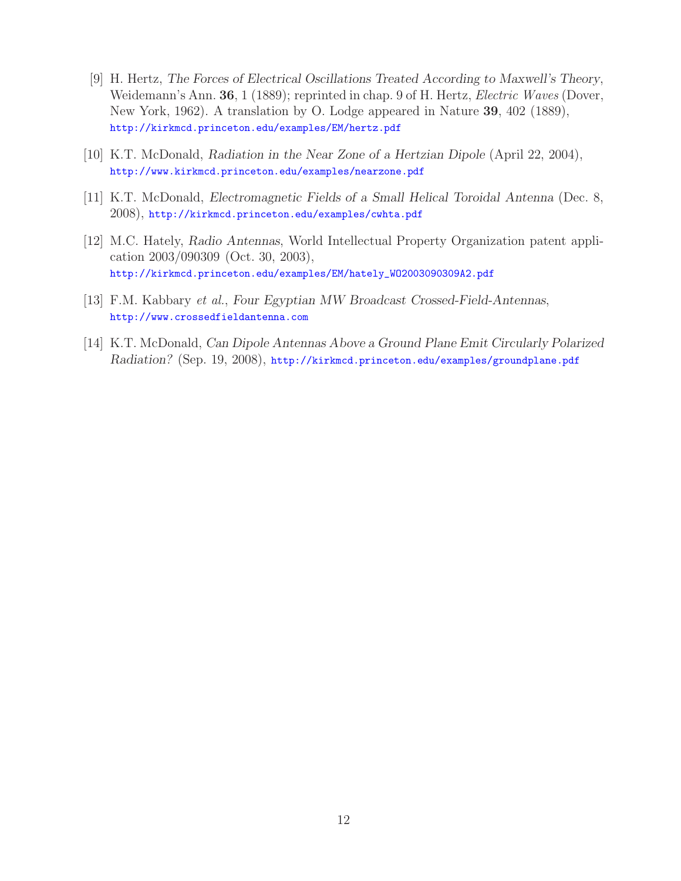[9] H. Hertz, *The Forces of Electrical Oscillations Treated According to Maxwell's Theory*, Weidemann's Ann. **36**, 1 (1889); reprinted in chap. 9 of H. Hertz, *Electric Waves* (Dover, New York, 1962). A translation by O. Lodge appeared in Nature **39**, 402 (1889), http://kirkmcd.princeton.edu/examples/EM/hertz.pdf

[10] K.T. McDonald, *Radiation in the Near Zone of a Hertzian Dipole* (April 22, 2004), http://www.kirkmcd.princeton.edu/examples/nearzone.pdf

[11] K.T. McDonald, *Electromagnetic Fields of a Small Helical Toroidal Antenna* (Dec. 8, 2008), http://kirkmcd.princeton.edu/examples/cwhta.pdf

[12] M.C. Hately, *Radio Antennas*, World Intellectual Property Organization patent application 2003/090309 (Oct. 30, 2003), http://kirkmcd.princeton.edu/examples/EM/hately_WO2003090309A2.pdf

[13] F.M. Kabbary *et al.*, *Four Egyptian MW Broadcast Crossed-Field-Antennas*, http://www.crossedfieldantenna.com

[14] K.T. McDonald, *Can Dipole Antennas Above a Ground Plane Emit Circularly Polarized Radiation?* (Sep. 19, 2008), http://kirkmcd.princeton.edu/examples/groundplane.pdf